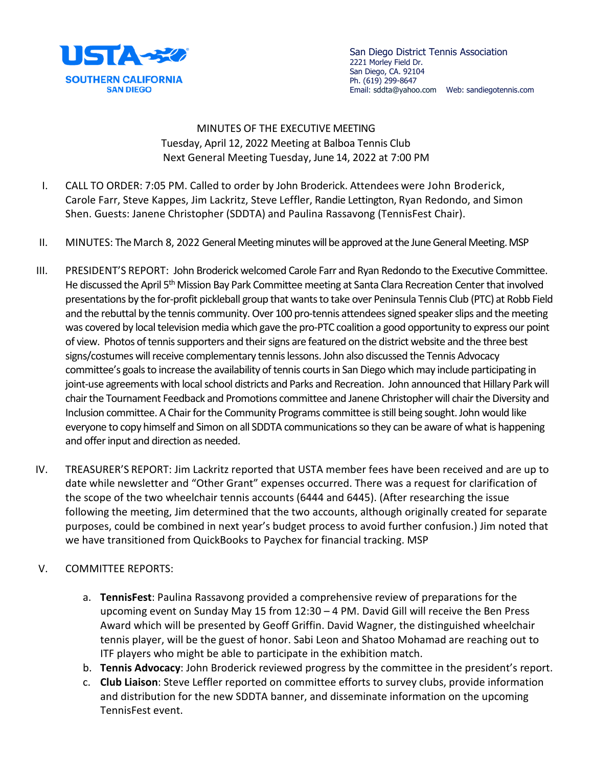USTA SOUTHERN CALIFORNIA SAN DIEGO

San Diego District Tennis Association
2221 Morley Field Dr.
San Diego, CA. 92104
Ph. (619) 299-8647
Email: sddta@yahoo.com Web: sandiegotennis.com

MINUTES OF THE EXECUTIVE MEETING
Tuesday, April 12, 2022 Meeting at Balboa Tennis Club
Next General Meeting Tuesday, June 14, 2022 at 7:00 PM

I. CALL TO ORDER: 7:05 PM. Called to order by John Broderick. Attendees were John Broderick, Carole Farr, Steve Kappes, Jim Lackritz, Steve Leffler, Randie Lettington, Ryan Redondo, and Simon Shen. Guests: Janene Christopher (SDDTA) and Paulina Rassavong (TennisFest Chair).

II. MINUTES: The March 8, 2022 General Meeting minutes will be approved at the June General Meeting. MSP

III. PRESIDENT'S REPORT: John Broderick welcomed Carole Farr and Ryan Redondo to the Executive Committee. He discussed the April 5th Mission Bay Park Committee meeting at Santa Clara Recreation Center that involved presentations by the for-profit pickleball group that wants to take over Peninsula Tennis Club (PTC) at Robb Field and the rebuttal by the tennis community. Over 100 pro-tennis attendees signed speaker slips and the meeting was covered by local television media which gave the pro-PTC coalition a good opportunity to express our point of view. Photos of tennis supporters and their signs are featured on the district website and the three best signs/costumes will receive complementary tennis lessons. John also discussed the Tennis Advocacy committee's goals to increase the availability of tennis courts in San Diego which may include participating in joint-use agreements with local school districts and Parks and Recreation. John announced that Hillary Park will chair the Tournament Feedback and Promotions committee and Janene Christopher will chair the Diversity and Inclusion committee. A Chair for the Community Programs committee is still being sought. John would like everyone to copy himself and Simon on all SDDTA communications so they can be aware of what is happening and offer input and direction as needed.

IV. TREASURER'S REPORT: Jim Lackritz reported that USTA member fees have been received and are up to date while newsletter and "Other Grant" expenses occurred. There was a request for clarification of the scope of the two wheelchair tennis accounts (6444 and 6445). (After researching the issue following the meeting, Jim determined that the two accounts, although originally created for separate purposes, could be combined in next year's budget process to avoid further confusion.) Jim noted that we have transitioned from QuickBooks to Paychex for financial tracking. MSP

V. COMMITTEE REPORTS:

   a. **TennisFest**: Paulina Rassavong provided a comprehensive review of preparations for the upcoming event on Sunday May 15 from 12:30 – 4 PM. David Gill will receive the Ben Press Award which will be presented by Geoff Griffin. David Wagner, the distinguished wheelchair tennis player, will be the guest of honor. Sabi Leon and Shatoo Mohamad are reaching out to ITF players who might be able to participate in the exhibition match.
   b. **Tennis Advocacy**: John Broderick reviewed progress by the committee in the president's report.
   c. **Club Liaison**: Steve Leffler reported on committee efforts to survey clubs, provide information and distribution for the new SDDTA banner, and disseminate information on the upcoming TennisFest event.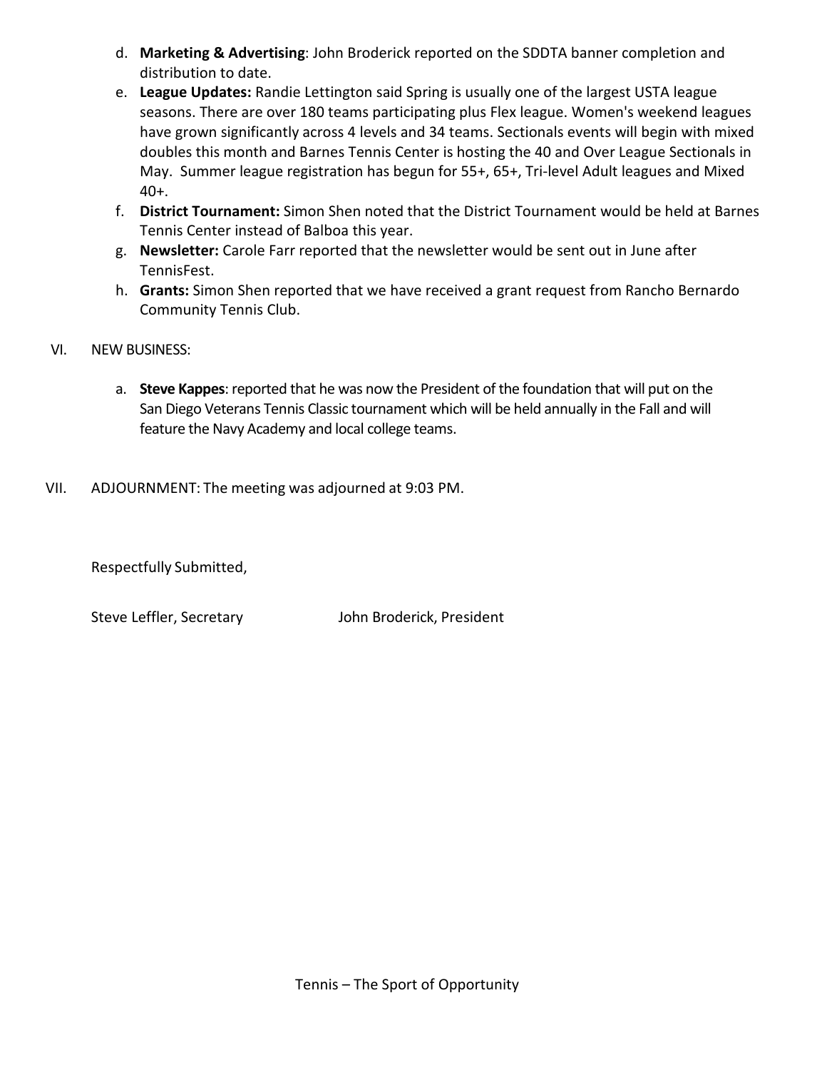d. **Marketing & Advertising**: John Broderick reported on the SDDTA banner completion and distribution to date.

e. **League Updates:** Randie Lettington said Spring is usually one of the largest USTA league seasons. There are over 180 teams participating plus Flex league. Women's weekend leagues have grown significantly across 4 levels and 34 teams. Sectionals events will begin with mixed doubles this month and Barnes Tennis Center is hosting the 40 and Over League Sectionals in May. Summer league registration has begun for 55+, 65+, Tri-level Adult leagues and Mixed 40+.

f. **District Tournament:** Simon Shen noted that the District Tournament would be held at Barnes Tennis Center instead of Balboa this year.

g. **Newsletter:** Carole Farr reported that the newsletter would be sent out in June after TennisFest.

h. **Grants:** Simon Shen reported that we have received a grant request from Rancho Bernardo Community Tennis Club.

VI. NEW BUSINESS:

a. **Steve Kappes**: reported that he was now the President of the foundation that will put on the San Diego Veterans Tennis Classic tournament which will be held annually in the Fall and will feature the Navy Academy and local college teams.

VII. ADJOURNMENT: The meeting was adjourned at 9:03 PM.

Respectfully Submitted,

Steve Leffler, Secretary John Broderick, President

Tennis – The Sport of Opportunity